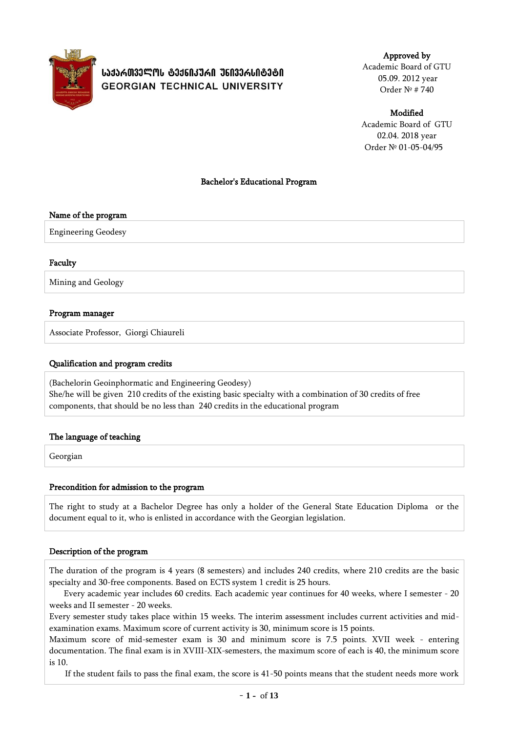საქართველოს ტექნიკური უნივერსიტეტი
GEORGIAN TECHNICAL UNIVERSITY

**Approved by**
Academic Board of GTU
05.09. 2012 year
Order № # 740

**Modified**
Academic Board of GTU
02.04. 2018 year
Order № 01-05-04/95

## Bachelor's Educational Program

### Name of the program

Engineering Geodesy

### Faculty

Mining and Geology

### Program manager

Associate Professor, Giorgi Chiaureli

### Qualification and program credits

(Bachelorin Geoinphormatic and Engineering Geodesy)
She/he will be given 210 credits of the existing basic specialty with a combination of 30 credits of free components, that should be no less than 240 credits in the educational program

### The language of teaching

Georgian

### Precondition for admission to the program

The right to study at a Bachelor Degree has only a holder of the General State Education Diploma or the document equal to it, who is enlisted in accordance with the Georgian legislation.

### Description of the program

The duration of the program is 4 years (8 semesters) and includes 240 credits, where 210 credits are the basic specialty and 30-free components. Based on ECTS system 1 credit is 25 hours.

Every academic year includes 60 credits. Each academic year continues for 40 weeks, where I semester - 20 weeks and II semester - 20 weeks.

Every semester study takes place within 15 weeks. The interim assessment includes current activities and mid-examination exams. Maximum score of current activity is 30, minimum score is 15 points.

Maximum score of mid-semester exam is 30 and minimum score is 7.5 points. XVII week - entering documentation. The final exam is in XVIII-XIX-semesters, the maximum score of each is 40, the minimum score is 10.

If the student fails to pass the final exam, the score is 41-50 points means that the student needs more work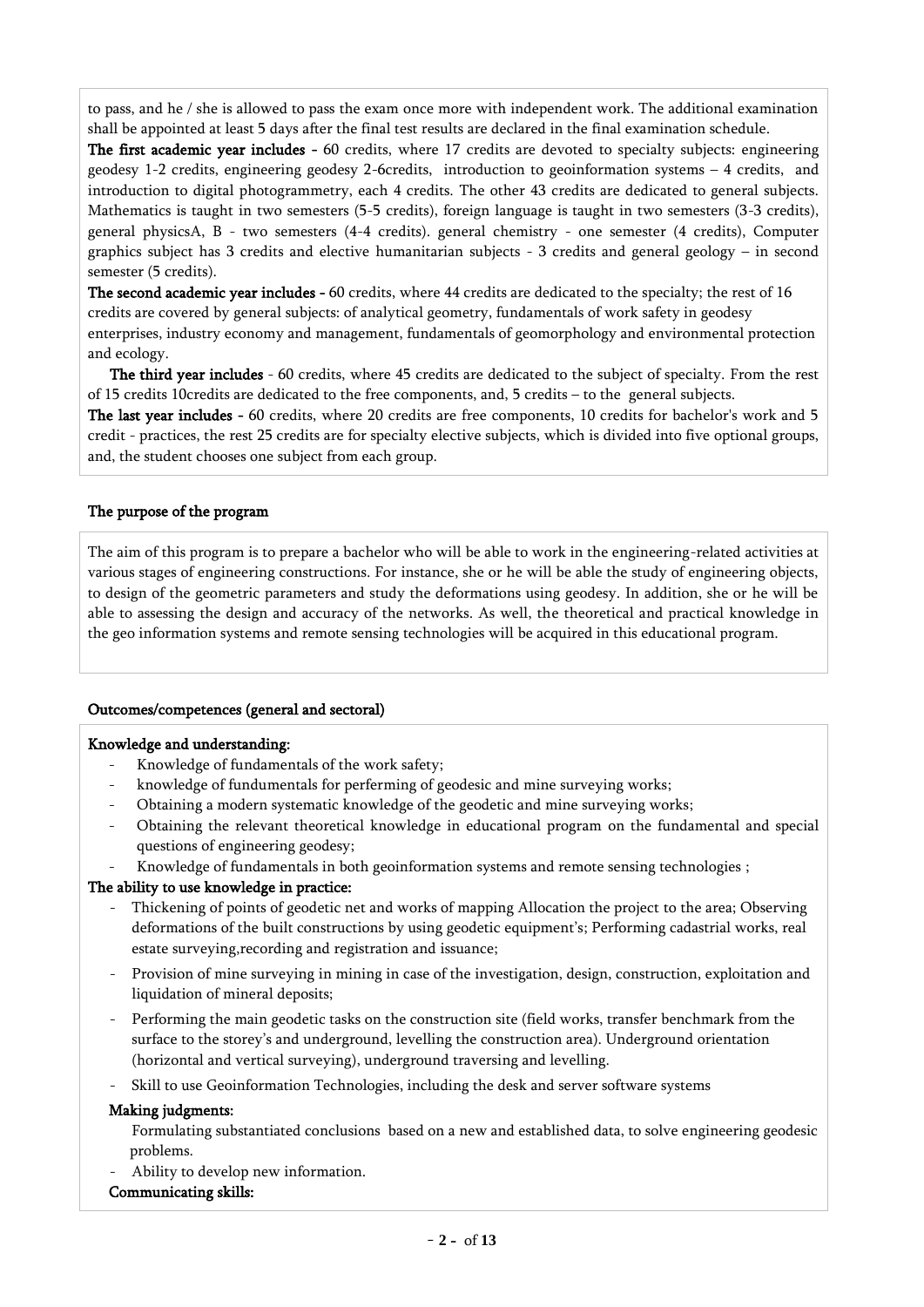to pass, and he / she is allowed to pass the exam once more with independent work. The additional examination shall be appointed at least 5 days after the final test results are declared in the final examination schedule.

**The first academic year includes -** 60 credits, where 17 credits are devoted to specialty subjects: engineering geodesy 1-2 credits, engineering geodesy 2-6credits, introduction to geoinformation systems – 4 credits, and introduction to digital photogrammetry, each 4 credits. The other 43 credits are dedicated to general subjects. Mathematics is taught in two semesters (5-5 credits), foreign language is taught in two semesters (3-3 credits), general physicsA, B - two semesters (4-4 credits). general chemistry - one semester (4 credits), Computer graphics subject has 3 credits and elective humanitarian subjects - 3 credits and general geology – in second semester (5 credits).

**The second academic year includes -** 60 credits, where 44 credits are dedicated to the specialty; the rest of 16 credits are covered by general subjects: of analytical geometry, fundamentals of work safety in geodesy enterprises, industry economy and management, fundamentals of geomorphology and environmental protection and ecology.

**The third year includes** - 60 credits, where 45 credits are dedicated to the subject of specialty. From the rest of 15 credits 10credits are dedicated to the free components, and, 5 credits – to the general subjects.

**The last year includes -** 60 credits, where 20 credits are free components, 10 credits for bachelor's work and 5 credit - practices, the rest 25 credits are for specialty elective subjects, which is divided into five optional groups, and, the student chooses one subject from each group.

## The purpose of the program

The aim of this program is to prepare a bachelor who will be able to work in the engineering-related activities at various stages of engineering constructions. For instance, she or he will be able the study of engineering objects, to design of the geometric parameters and study the deformations using geodesy. In addition, she or he will be able to assessing the design and accuracy of the networks. As well, the theoretical and practical knowledge in the geo information systems and remote sensing technologies will be acquired in this educational program.

## Outcomes/competences (general and sectoral)

**Knowledge and understanding:**

- Knowledge of fundamentals of the work safety;
- knowledge of fundumentals for perferming of geodesic and mine surveying works;
- Obtaining a modern systematic knowledge of the geodetic and mine surveying works;
- Obtaining the relevant theoretical knowledge in educational program on the fundamental and special questions of engineering geodesy;
- Knowledge of fundamentals in both geoinformation systems and remote sensing technologies ;

**The ability to use knowledge in practice:**

- Thickening of points of geodetic net and works of mapping Allocation the project to the area; Observing deformations of the built constructions by using geodetic equipment's; Performing cadastrial works, real estate surveying,recording and registration and issuance;
- Provision of mine surveying in mining in case of the investigation, design, construction, exploitation and liquidation of mineral deposits;
- Performing the main geodetic tasks on the construction site (field works, transfer benchmark from the surface to the storey's and underground, levelling the construction area). Underground orientation (horizontal and vertical surveying), underground traversing and levelling.
- Skill to use Geoinformation Technologies, including the desk and server software systems

**Making judgments:**

Formulating substantiated conclusions based on a new and established data, to solve engineering geodesic problems.

- Ability to develop new information.

**Communicating skills:**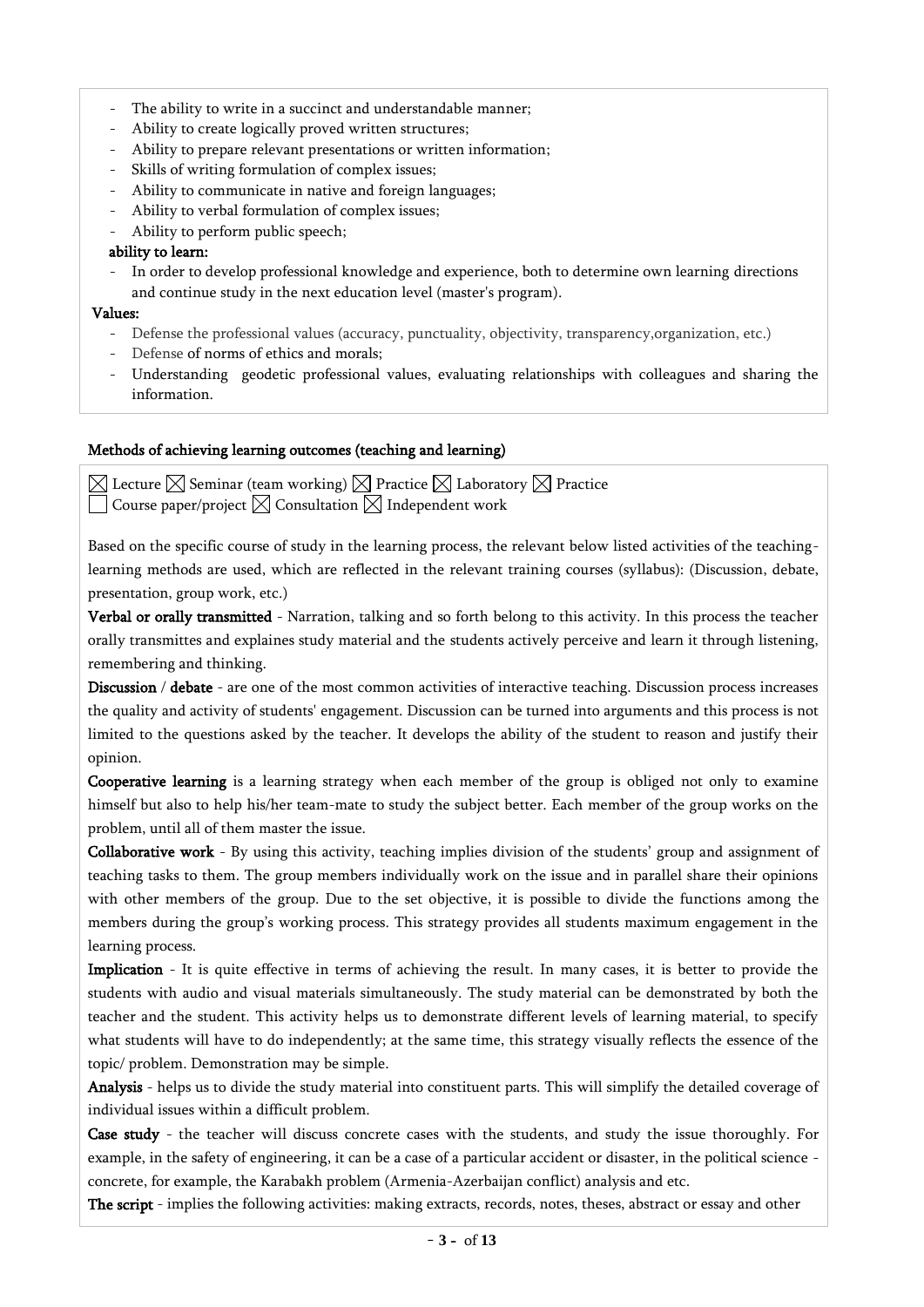- The ability to write in a succinct and understandable manner;
- Ability to create logically proved written structures;
- Ability to prepare relevant presentations or written information;
- Skills of writing formulation of complex issues;
- Ability to communicate in native and foreign languages;
- Ability to verbal formulation of complex issues;
- Ability to perform public speech;

**ability to learn:**

- In order to develop professional knowledge and experience, both to determine own learning directions and continue study in the next education level (master's program).

**Values:**

- Defense the professional values (accuracy, punctuality, objectivity, transparency,organization, etc.)
- Defense of norms of ethics and morals;
- Understanding geodetic professional values, evaluating relationships with colleagues and sharing the information.

**Methods of achieving learning outcomes (teaching and learning)**

☒ Lecture ☒ Seminar (team working) ☒ Practice ☒ Laboratory ☒ Practice
☐ Course paper/project ☒ Consultation ☒ Independent work

Based on the specific course of study in the learning process, the relevant below listed activities of the teaching-learning methods are used, which are reflected in the relevant training courses (syllabus): (Discussion, debate, presentation, group work, etc.)

**Verbal or orally transmitted** - Narration, talking and so forth belong to this activity. In this process the teacher orally transmittes and explaines study material and the students actively perceive and learn it through listening, remembering and thinking.

**Discussion / debate** - are one of the most common activities of interactive teaching. Discussion process increases the quality and activity of students' engagement. Discussion can be turned into arguments and this process is not limited to the questions asked by the teacher. It develops the ability of the student to reason and justify their opinion.

**Cooperative learning** is a learning strategy when each member of the group is obliged not only to examine himself but also to help his/her team-mate to study the subject better. Each member of the group works on the problem, until all of them master the issue.

**Collaborative work** - By using this activity, teaching implies division of the students' group and assignment of teaching tasks to them. The group members individually work on the issue and in parallel share their opinions with other members of the group. Due to the set objective, it is possible to divide the functions among the members during the group's working process. This strategy provides all students maximum engagement in the learning process.

**Implication** - It is quite effective in terms of achieving the result. In many cases, it is better to provide the students with audio and visual materials simultaneously. The study material can be demonstrated by both the teacher and the student. This activity helps us to demonstrate different levels of learning material, to specify what students will have to do independently; at the same time, this strategy visually reflects the essence of the topic/ problem. Demonstration may be simple.

**Analysis** - helps us to divide the study material into constituent parts. This will simplify the detailed coverage of individual issues within a difficult problem.

**Case study** - the teacher will discuss concrete cases with the students, and study the issue thoroughly. For example, in the safety of engineering, it can be a case of a particular accident or disaster, in the political science - concrete, for example, the Karabakh problem (Armenia-Azerbaijan conflict) analysis and etc.

**The script** - implies the following activities: making extracts, records, notes, theses, abstract or essay and other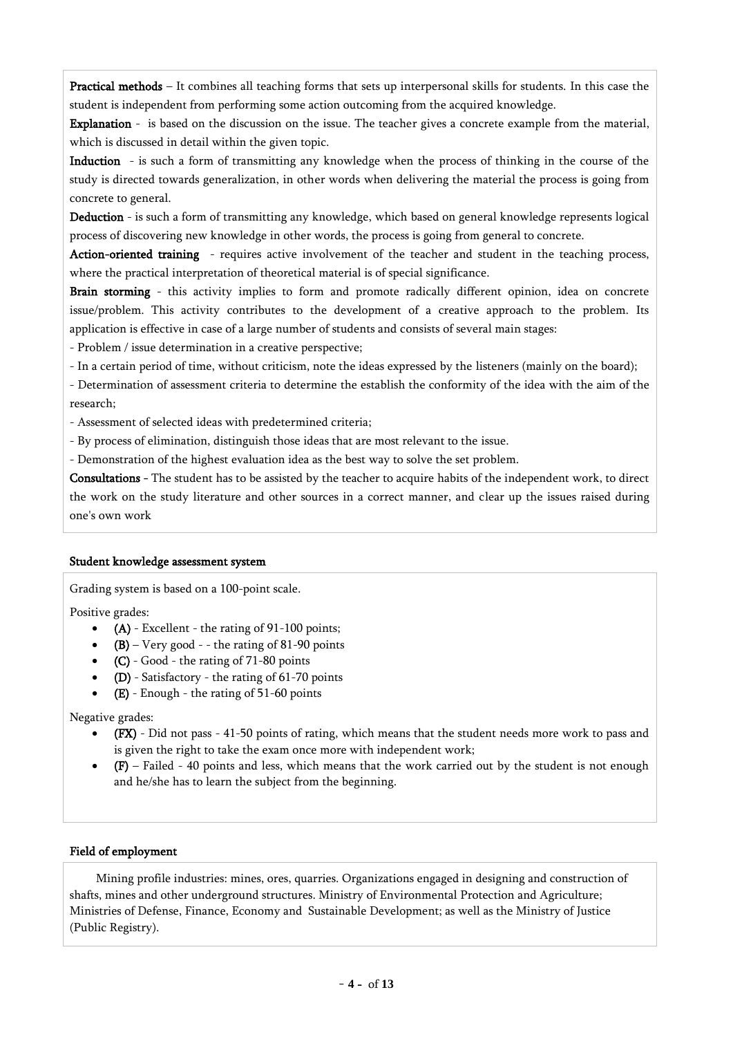**Practical methods** – It combines all teaching forms that sets up interpersonal skills for students. In this case the student is independent from performing some action outcoming from the acquired knowledge.

**Explanation** - is based on the discussion on the issue. The teacher gives a concrete example from the material, which is discussed in detail within the given topic.

**Induction** - is such a form of transmitting any knowledge when the process of thinking in the course of the study is directed towards generalization, in other words when delivering the material the process is going from concrete to general.

**Deduction** - is such a form of transmitting any knowledge, which based on general knowledge represents logical process of discovering new knowledge in other words, the process is going from general to concrete.

**Action-oriented training** - requires active involvement of the teacher and student in the teaching process, where the practical interpretation of theoretical material is of special significance.

**Brain storming** - this activity implies to form and promote radically different opinion, idea on concrete issue/problem. This activity contributes to the development of a creative approach to the problem. Its application is effective in case of a large number of students and consists of several main stages:

- Problem / issue determination in a creative perspective;
- In a certain period of time, without criticism, note the ideas expressed by the listeners (mainly on the board);
- Determination of assessment criteria to determine the establish the conformity of the idea with the aim of the research;
- Assessment of selected ideas with predetermined criteria;
- By process of elimination, distinguish those ideas that are most relevant to the issue.
- Demonstration of the highest evaluation idea as the best way to solve the set problem.

**Consultations** - The student has to be assisted by the teacher to acquire habits of the independent work, to direct the work on the study literature and other sources in a correct manner, and clear up the issues raised during one's own work

#### Student knowledge assessment system

Grading system is based on a 100-point scale.

Positive grades:

- **(A)** - Excellent - the rating of 91-100 points;
- **(B)** – Very good - - the rating of 81-90 points
- **(C)** - Good - the rating of 71-80 points
- **(D)** - Satisfactory - the rating of 61-70 points
- **(E)** - Enough - the rating of 51-60 points

Negative grades:

- **(FX)** - Did not pass - 41-50 points of rating, which means that the student needs more work to pass and is given the right to take the exam once more with independent work;
- **(F)** – Failed - 40 points and less, which means that the work carried out by the student is not enough and he/she has to learn the subject from the beginning.

#### Field of employment

Mining profile industries: mines, ores, quarries. Organizations engaged in designing and construction of shafts, mines and other underground structures. Ministry of Environmental Protection and Agriculture; Ministries of Defense, Finance, Economy and Sustainable Development; as well as the Ministry of Justice (Public Registry).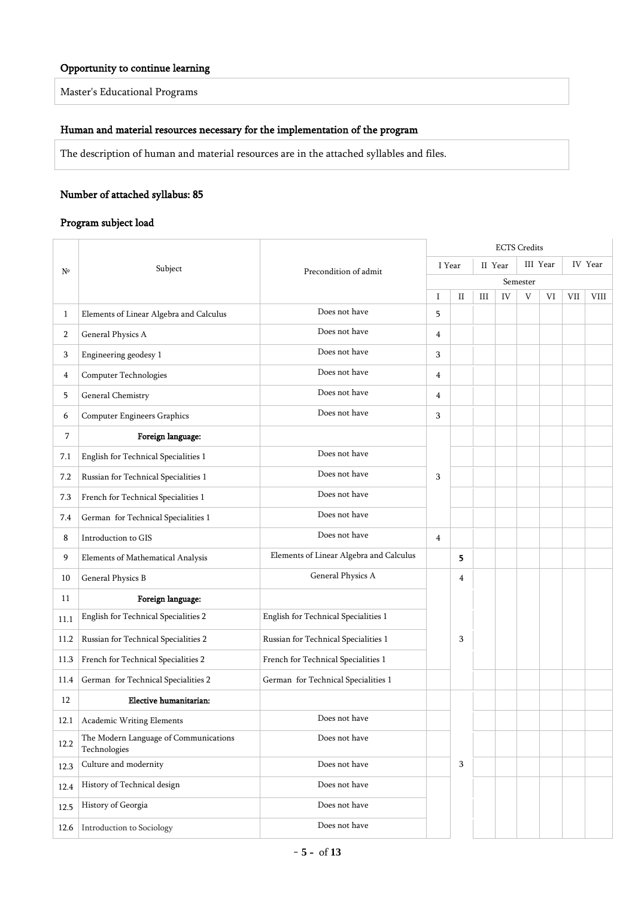### Opportunity to continue learning

Master's Educational Programs

### Human and material resources necessary for the implementation of the program

The description of human and material resources are in the attached syllables and files.

### Number of attached syllabus: 85

### Program subject load

| № | Subject | Precondition of admit | ECTS Credits | | | | | | | |
|---|---|---|---|---|---|---|---|---|---|---|
| | | | I Year | | II Year | | III Year | | IV Year | |
| | | | Semester | | | | | | | |
| | | | I | II | III | IV | V | VI | VII | VIII |
| 1 | Elements of Linear Algebra and Calculus | Does not have | 5 | | | | | | | |
| 2 | General Physics A | Does not have | 4 | | | | | | | |
| 3 | Engineering geodesy 1 | Does not have | 3 | | | | | | | |
| 4 | Computer Technologies | Does not have | 4 | | | | | | | |
| 5 | General Chemistry | Does not have | 4 | | | | | | | |
| 6 | Computer Engineers Graphics | Does not have | 3 | | | | | | | |
| 7 | **Foreign language:** | | 3 | | | | | | | |
| 7.1 | English for Technical Specialities 1 | Does not have | | | | | | | | |
| 7.2 | Russian for Technical Specialities 1 | Does not have | | | | | | | | |
| 7.3 | French for Technical Specialities 1 | Does not have | | | | | | | | |
| 7.4 | German for Technical Specialities 1 | Does not have | | | | | | | | |
| 8 | Introduction to GIS | Does not have | 4 | | | | | | | |
| 9 | Elements of Mathematical Analysis | Elements of Linear Algebra and Calculus | | 5 | | | | | | |
| 10 | General Physics B | General Physics A | | 4 | | | | | | |
| 11 | **Foreign language:** | | | 3 | | | | | | |
| 11.1 | English for Technical Specialities 2 | English for Technical Specialities 1 | | | | | | | | |
| 11.2 | Russian for Technical Specialities 2 | Russian for Technical Specialities 1 | | | | | | | | |
| 11.3 | French for Technical Specialities 2 | French for Technical Specialities 1 | | | | | | | | |
| 11.4 | German for Technical Specialities 2 | German for Technical Specialities 1 | | | | | | | | |
| 12 | **Elective humanitarian:** | | | 3 | | | | | | |
| 12.1 | Academic Writing Elements | Does not have | | | | | | | | |
| 12.2 | The Modern Language of Communications Technologies | Does not have | | | | | | | | |
| 12.3 | Culture and modernity | Does not have | | | | | | | | |
| 12.4 | History of Technical design | Does not have | | | | | | | | |
| 12.5 | History of Georgia | Does not have | | | | | | | | |
| 12.6 | Introduction to Sociology | Does not have | | | | | | | | |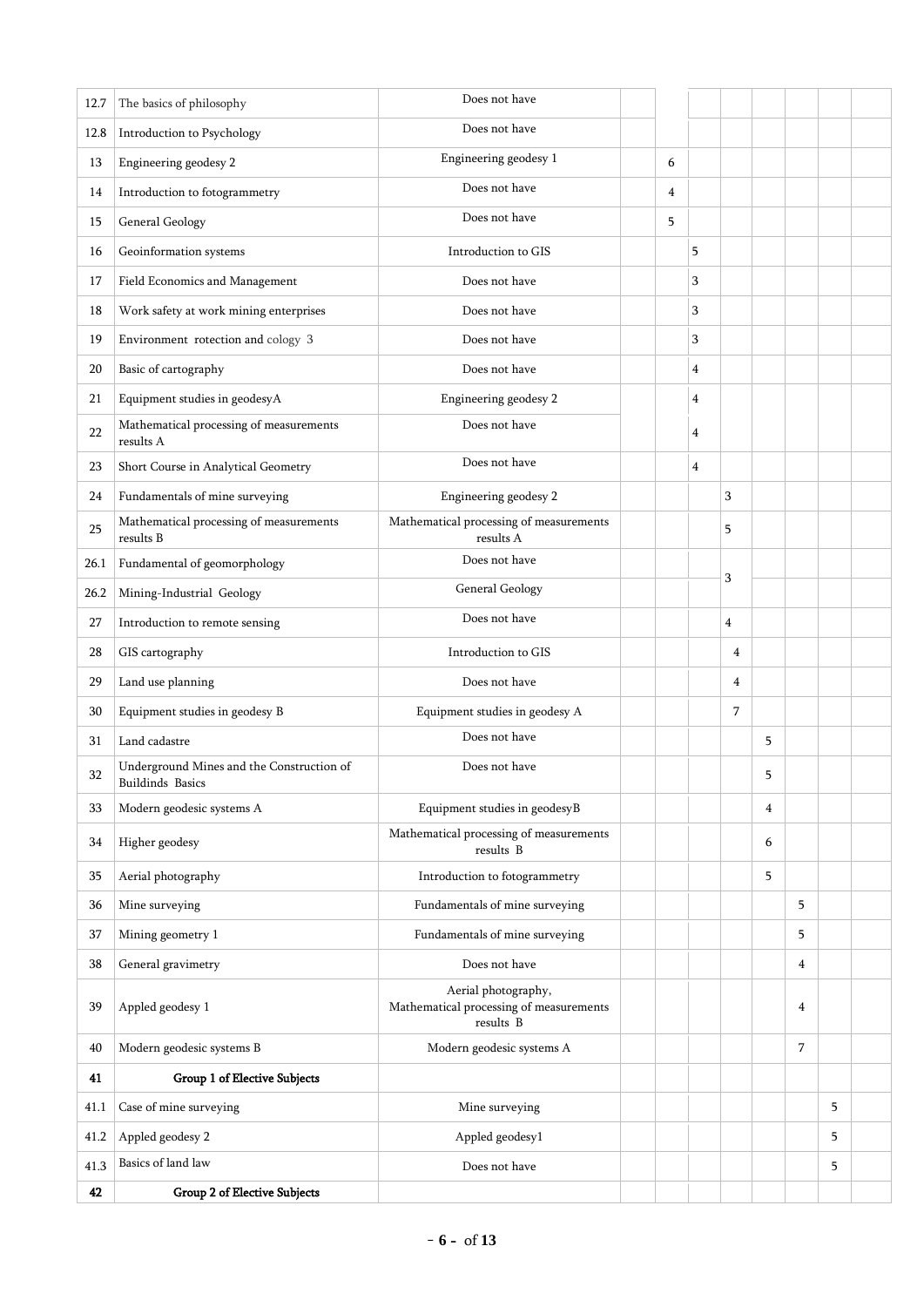| | | | | | | | | | | |
|---|---|---|---|---|---|---|---|---|---|---|
| 12.7 | The basics of philosophy | Does not have | | | | | | | | |
| 12.8 | Introduction to Psychology | Does not have | | | | | | | | |
| 13 | Engineering geodesy 2 | Engineering geodesy 1 | | 6 | | | | | | |
| 14 | Introduction to fotogrammetry | Does not have | | 4 | | | | | | |
| 15 | General Geology | Does not have | | 5 | | | | | | |
| 16 | Geoinformation systems | Introduction to GIS | | | 5 | | | | | |
| 17 | Field Economics and Management | Does not have | | | 3 | | | | | |
| 18 | Work safety at work mining enterprises | Does not have | | | 3 | | | | | |
| 19 | Environment rotection and cology 3 | Does not have | | | 3 | | | | | |
| 20 | Basic of cartography | Does not have | | | 4 | | | | | |
| 21 | Equipment studies in geodesyA | Engineering geodesy 2 | | | 4 | | | | | |
| 22 | Mathematical processing of measurements results A | Does not have | | | 4 | | | | | |
| 23 | Short Course in Analytical Geometry | Does not have | | | 4 | | | | | |
| 24 | Fundamentals of mine surveying | Engineering geodesy 2 | | | | 3 | | | | |
| 25 | Mathematical processing of measurements results B | Mathematical processing of measurements results A | | | | 5 | | | | |
| 26.1 | Fundamental of geomorphology | Does not have | | | | 3 | | | | |
| 26.2 | Mining-Industrial Geology | General Geology | | | | | | | | |
| 27 | Introduction to remote sensing | Does not have | | | | 4 | | | | |
| 28 | GIS cartography | Introduction to GIS | | | | 4 | | | | |
| 29 | Land use planning | Does not have | | | | 4 | | | | |
| 30 | Equipment studies in geodesy B | Equipment studies in geodesy A | | | | 7 | | | | |
| 31 | Land cadastre | Does not have | | | | | 5 | | | |
| 32 | Underground Mines and the Construction of Buildinds Basics | Does not have | | | | | 5 | | | |
| 33 | Modern geodesic systems A | Equipment studies in geodesyB | | | | | 4 | | | |
| 34 | Higher geodesy | Mathematical processing of measurements results B | | | | | 6 | | | |
| 35 | Aerial photography | Introduction to fotogrammetry | | | | | 5 | | | |
| 36 | Mine surveying | Fundamentals of mine surveying | | | | | | 5 | | |
| 37 | Mining geometry 1 | Fundamentals of mine surveying | | | | | | 5 | | |
| 38 | General gravimetry | Does not have | | | | | | 4 | | |
| 39 | Appled geodesy 1 | Aerial photography, Mathematical processing of measurements results B | | | | | | 4 | | |
| 40 | Modern geodesic systems B | Modern geodesic systems A | | | | | | 7 | | |
| **41** | **Group 1 of Elective Subjects** | | | | | | | | | |
| 41.1 | Case of mine surveying | Mine surveying | | | | | | | 5 | |
| 41.2 | Appled geodesy 2 | Appled geodesy1 | | | | | | | 5 | |
| 41.3 | Basics of land law | Does not have | | | | | | | 5 | |
| **42** | **Group 2 of Elective Subjects** | | | | | | | | | |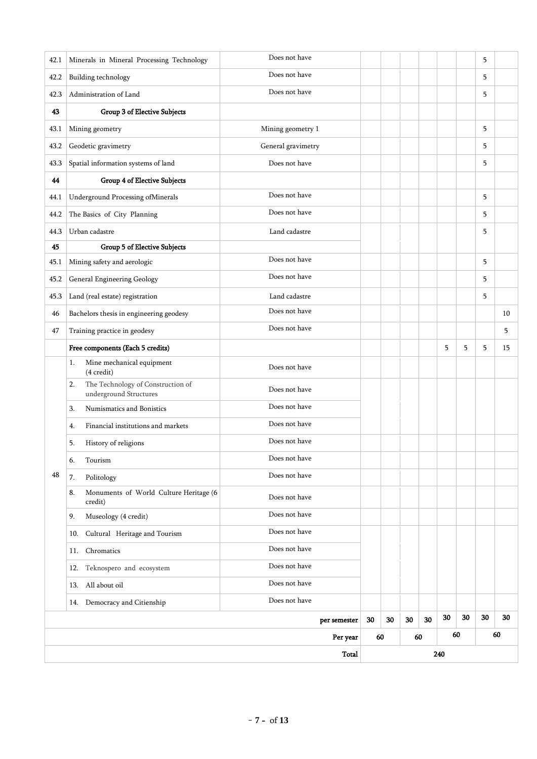| 42.1 | Minerals in Mineral Processing Technology | Does not have | | | | | | | 5 | |
|---|---|---|---|---|---|---|---|---|---|---|
| 42.2 | Building technology | Does not have | | | | | | | 5 | |
| 42.3 | Administration of Land | Does not have | | | | | | | 5 | |
| **43** | **Group 3 of Elective Subjects** | | | | | | | | | |
| 43.1 | Mining geometry | Mining geometry 1 | | | | | | | 5 | |
| 43.2 | Geodetic gravimetry | General gravimetry | | | | | | | 5 | |
| 43.3 | Spatial information systems of land | Does not have | | | | | | | 5 | |
| **44** | **Group 4 of Elective Subjects** | | | | | | | | | |
| 44.1 | Underground Processing ofMinerals | Does not have | | | | | | | 5 | |
| 44.2 | The Basics of City Planning | Does not have | | | | | | | 5 | |
| 44.3 | Urban cadastre | Land cadastre | | | | | | | 5 | |
| **45** | **Group 5 of Elective Subjects** | | | | | | | | | |
| 45.1 | Mining safety and aerologic | Does not have | | | | | | | 5 | |
| 45.2 | General Engineering Geology | Does not have | | | | | | | 5 | |
| 45.3 | Land (real estate) registration | Land cadastre | | | | | | | 5 | |
| 46 | Bachelors thesis in engineering geodesy | Does not have | | | | | | | | 10 |
| 47 | Training practice in geodesy | Does not have | | | | | | | | 5 |
| | **Free components (Each 5 credits)** | | | | | | 5 | 5 | 5 | 15 |
| 48 | 1. Mine mechanical equipment (4 credit) | Does not have | | | | | | | | |
| | 2. The Technology of Construction of underground Structures | Does not have | | | | | | | | |
| | 3. Numismatics and Bonistics | Does not have | | | | | | | | |
| | 4. Financial institutions and markets | Does not have | | | | | | | | |
| | 5. History of religions | Does not have | | | | | | | | |
| | 6. Tourism | Does not have | | | | | | | | |
| | 7. Politology | Does not have | | | | | | | | |
| | 8. Monuments of World Culture Heritage (6 credit) | Does not have | | | | | | | | |
| | 9. Museology (4 credit) | Does not have | | | | | | | | |
| | 10. Cultural Heritage and Tourism | Does not have | | | | | | | | |
| | 11. Chromatics | Does not have | | | | | | | | |
| | 12. Teknospero and ecosystem | Does not have | | | | | | | | |
| | 13. All about oil | Does not have | | | | | | | | |
| | 14. Democracy and Citienship | Does not have | | | | | | | | |
| | | **per semester** | **30** | **30** | **30** | **30** | **30** | **30** | **30** | **30** |
| | | **Per year** | **60** | | **60** | | **60** | | **60** | |
| | | **Total** | **240** | | | | | | | |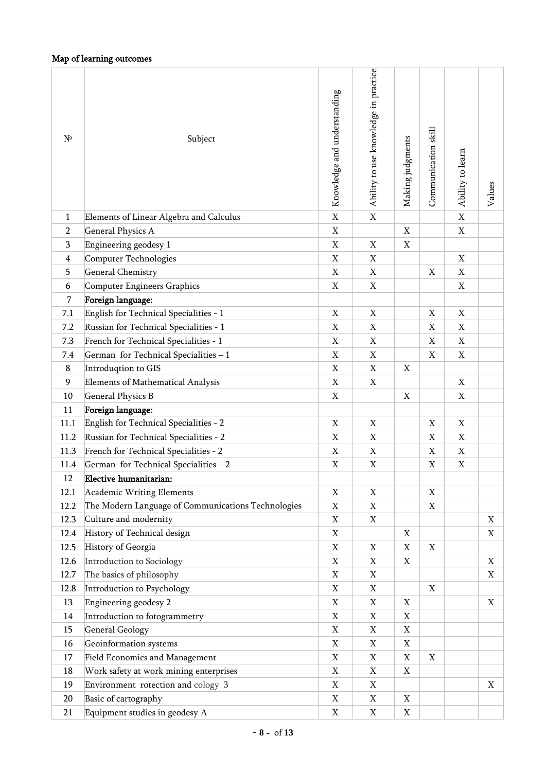**Map of learning outcomes**

| № | Subject | Knowledge and understanding | Ability to use knowledge in practice | Making judgments | Communication skill | Ability to learn | Values |
|---|---|---|---|---|---|---|---|
| 1 | Elements of Linear Algebra and Calculus | X | X | | | X | |
| 2 | General Physics A | X | | X | | X | |
| 3 | Engineering geodesy 1 | X | X | X | | | |
| 4 | Computer Technologies | X | X | | | X | |
| 5 | General Chemistry | X | X | | X | X | |
| 6 | Computer Engineers Graphics | X | X | | | X | |
| 7 | **Foreign language:** | | | | | | |
| 7.1 | English for Technical Specialities - 1 | X | X | | X | X | |
| 7.2 | Russian for Technical Specialities - 1 | X | X | | X | X | |
| 7.3 | French for Technical Specialities - 1 | X | X | | X | X | |
| 7.4 | German for Technical Specialities – 1 | X | X | | X | X | |
| 8 | Introduqtion to GIS | X | X | X | | | |
| 9 | Elements of Mathematical Analysis | X | X | | | X | |
| 10 | General Physics B | X | | X | | X | |
| 11 | **Foreign language:** | | | | | | |
| 11.1 | English for Technical Specialities - 2 | X | X | | X | X | |
| 11.2 | Russian for Technical Specialities - 2 | X | X | | X | X | |
| 11.3 | French for Technical Specialities - 2 | X | X | | X | X | |
| 11.4 | German for Technical Specialities – 2 | X | X | | X | X | |
| 12 | **Elective humanitarian:** | | | | | | |
| 12.1 | Academic Writing Elements | X | X | | X | | |
| 12.2 | The Modern Language of Communications Technologies | X | X | | X | | |
| 12.3 | Culture and modernity | X | X | | | | X |
| 12.4 | History of Technical design | X | | X | | | X |
| 12.5 | History of Georgia | X | X | X | X | | |
| 12.6 | Introduction to Sociology | X | X | X | | | X |
| 12.7 | The basics of philosophy | X | X | | | | X |
| 12.8 | Introduction to Psychology | X | X | | X | | |
| 13 | Engineering geodesy 2 | X | X | X | | | X |
| 14 | Introduction to fotogrammetry | X | X | X | | | |
| 15 | General Geology | X | X | X | | | |
| 16 | Geoinformation systems | X | X | X | | | |
| 17 | Field Economics and Management | X | X | X | X | | |
| 18 | Work safety at work mining enterprises | X | X | X | | | |
| 19 | Environment rotection and cology 3 | X | X | | | | X |
| 20 | Basic of cartography | X | X | X | | | |
| 21 | Equipment studies in geodesy A | X | X | X | | | |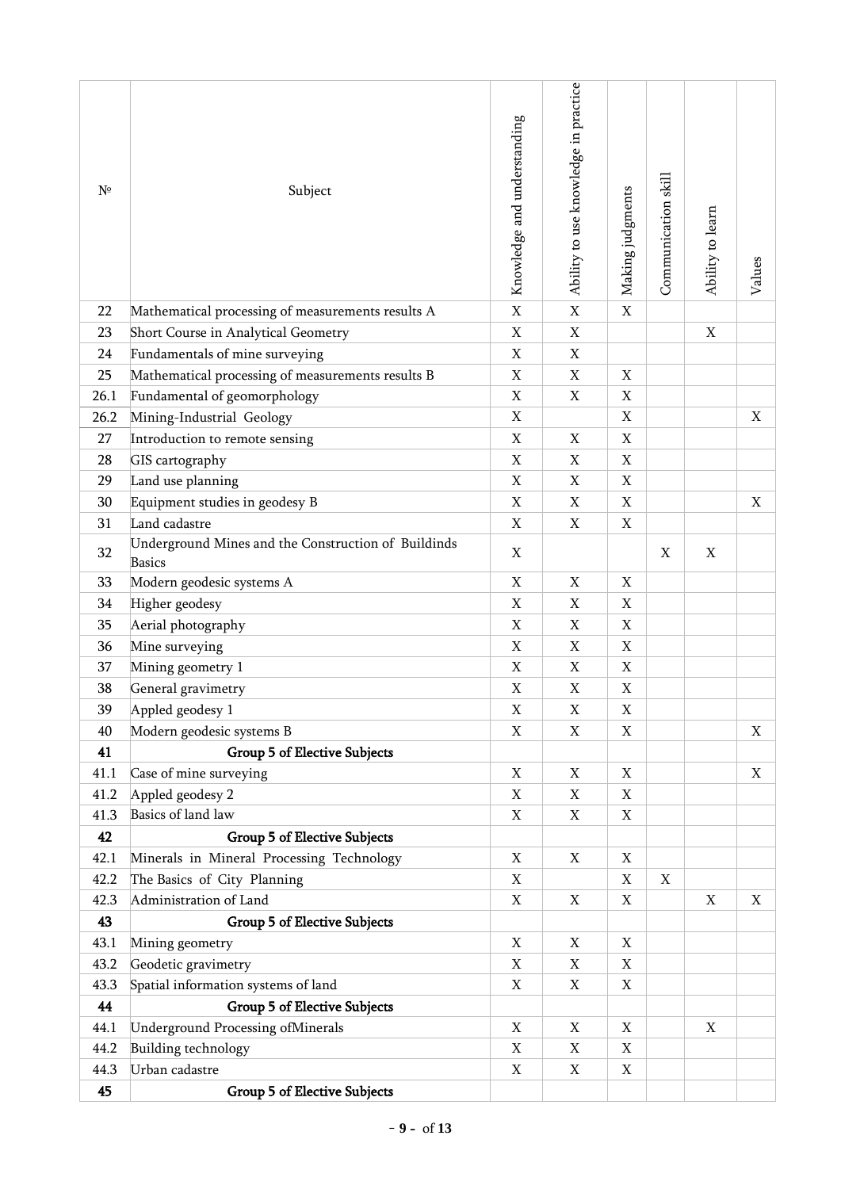| № | Subject | Knowledge and understanding | Ability to use knowledge in practice | Making judgments | Communication skill | Ability to learn | Values |
|---|---|---|---|---|---|---|---|
| 22 | Mathematical processing of measurements results A | X | X | X | | | |
| 23 | Short Course in Analytical Geometry | X | X | | | X | |
| 24 | Fundamentals of mine surveying | X | X | | | | |
| 25 | Mathematical processing of measurements results B | X | X | X | | | |
| 26.1 | Fundamental of geomorphology | X | X | X | | | |
| 26.2 | Mining-Industrial Geology | X | | X | | | X |
| 27 | Introduction to remote sensing | X | X | X | | | |
| 28 | GIS cartography | X | X | X | | | |
| 29 | Land use planning | X | X | X | | | |
| 30 | Equipment studies in geodesy B | X | X | X | | | X |
| 31 | Land cadastre | X | X | X | | | |
| 32 | Underground Mines and the Construction of Buildinds Basics | X | | | X | X | |
| 33 | Modern geodesic systems A | X | X | X | | | |
| 34 | Higher geodesy | X | X | X | | | |
| 35 | Aerial photography | X | X | X | | | |
| 36 | Mine surveying | X | X | X | | | |
| 37 | Mining geometry 1 | X | X | X | | | |
| 38 | General gravimetry | X | X | X | | | |
| 39 | Appled geodesy 1 | X | X | X | | | |
| 40 | Modern geodesic systems B | X | X | X | | | X |
| **41** | **Group 5 of Elective Subjects** | | | | | | |
| 41.1 | Case of mine surveying | X | X | X | | | X |
| 41.2 | Appled geodesy 2 | X | X | X | | | |
| 41.3 | Basics of land law | X | X | X | | | |
| **42** | **Group 5 of Elective Subjects** | | | | | | |
| 42.1 | Minerals in Mineral Processing Technology | X | X | X | | | |
| 42.2 | The Basics of City Planning | X | | X | X | | |
| 42.3 | Administration of Land | X | X | X | | X | X |
| **43** | **Group 5 of Elective Subjects** | | | | | | |
| 43.1 | Mining geometry | X | X | X | | | |
| 43.2 | Geodetic gravimetry | X | X | X | | | |
| 43.3 | Spatial information systems of land | X | X | X | | | |
| **44** | **Group 5 of Elective Subjects** | | | | | | |
| 44.1 | Underground Processing ofMinerals | X | X | X | | X | |
| 44.2 | Building technology | X | X | X | | | |
| 44.3 | Urban cadastre | X | X | X | | | |
| **45** | **Group 5 of Elective Subjects** | | | | | | |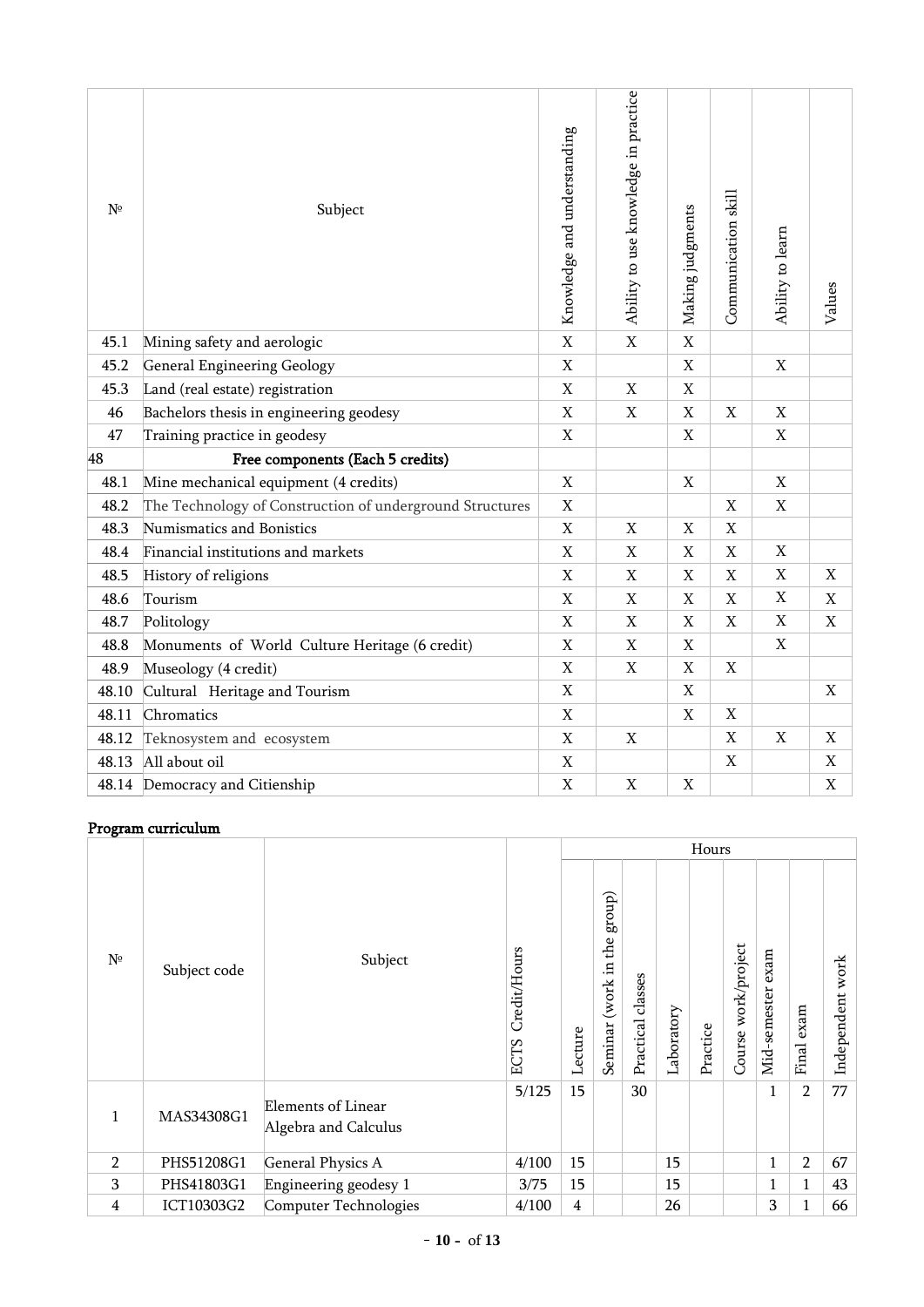| № | Subject | Knowledge and understanding | Ability to use knowledge in practice | Making judgments | Communication skill | Ability to learn | Values |
|---|---|---|---|---|---|---|---|
| 45.1 | Mining safety and aerologic | X | X | X | | | |
| 45.2 | General Engineering Geology | X | | X | | X | |
| 45.3 | Land (real estate) registration | X | X | X | | | |
| 46 | Bachelors thesis in engineering geodesy | X | X | X | X | X | |
| 47 | Training practice in geodesy | X | | X | | X | |
| 48 | **Free components (Each 5 credits)** | | | | | | |
| 48.1 | Mine mechanical equipment (4 credits) | X | | X | | X | |
| 48.2 | The Technology of Construction of underground Structures | X | | | X | X | |
| 48.3 | Numismatics and Bonistics | X | X | X | X | | |
| 48.4 | Financial institutions and markets | X | X | X | X | X | |
| 48.5 | History of religions | X | X | X | X | X | X |
| 48.6 | Tourism | X | X | X | X | X | X |
| 48.7 | Politology | X | X | X | X | X | X |
| 48.8 | Monuments of World Culture Heritage (6 credit) | X | X | X | | X | |
| 48.9 | Museology (4 credit) | X | X | X | X | | |
| 48.10 | Cultural Heritage and Tourism | X | | X | | | X |
| 48.11 | Chromatics | X | | X | X | | |
| 48.12 | Teknosystem and ecosystem | X | X | | X | X | X |
| 48.13 | All about oil | X | | | X | | X |
| 48.14 | Democracy and Citienship | X | X | X | | | X |

## Program curriculum

| № | Subject code | Subject | ECTS Credit/Hours | Hours | | | | | | | | |
|---|---|---|---|---|---|---|---|---|---|---|---|---|
| | | | | Lecture | Seminar (work in the group) | Practical classes | Laboratory | Practice | Course work/project | Mid-semester exam | Final exam | Independent work |
| 1 | MAS34308G1 | Elements of Linear Algebra and Calculus | 5/125 | 15 | | 30 | | | | 1 | 2 | 77 |
| 2 | PHS51208G1 | General Physics A | 4/100 | 15 | | | 15 | | | 1 | 2 | 67 |
| 3 | PHS41803G1 | Engineering geodesy 1 | 3/75 | 15 | | | 15 | | | 1 | 1 | 43 |
| 4 | ICT10303G2 | Computer Technologies | 4/100 | 4 | | | 26 | | | 3 | 1 | 66 |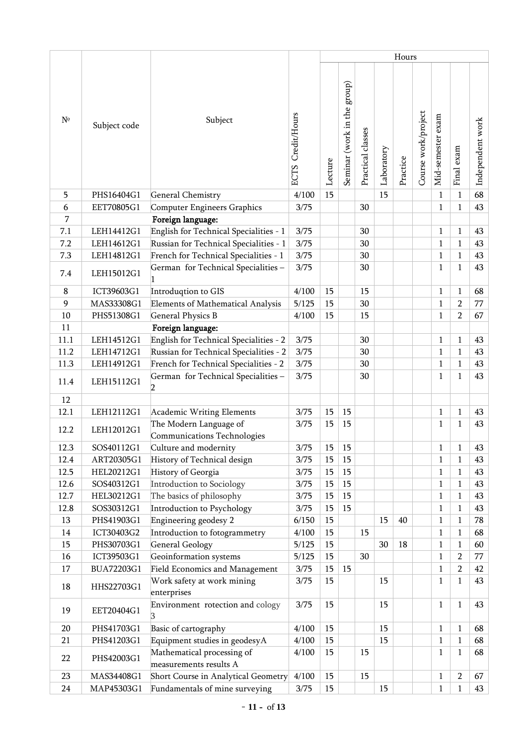| № | Subject code | Subject | ECTS Credit/Hours | Hours | | | | | | | | |
|---|---|---|---|---|---|---|---|---|---|---|---|---|
| | | | | Lecture | Seminar (work in the group) | Practical classes | Laboratory | Practice | Course work/project | Mid-semester exam | Final exam | Independent work |
| 5 | PHS16404G1 | General Chemistry | 4/100 | 15 | | | 15 | | | 1 | 1 | 68 |
| 6 | EET70805G1 | Computer Engineers Graphics | 3/75 | | | 30 | | | | 1 | 1 | 43 |
| 7 | | Foreign language: | | | | | | | | | | |
| 7.1 | LEH14412G1 | English for Technical Specialities - 1 | 3/75 | | | 30 | | | | 1 | 1 | 43 |
| 7.2 | LEH14612G1 | Russian for Technical Specialities - 1 | 3/75 | | | 30 | | | | 1 | 1 | 43 |
| 7.3 | LEH14812G1 | French for Technical Specialities - 1 | 3/75 | | | 30 | | | | 1 | 1 | 43 |
| 7.4 | LEH15012G1 | German for Technical Specialities – 1 | 3/75 | | | 30 | | | | 1 | 1 | 43 |
| 8 | ICT39603G1 | Introduqtion to GIS | 4/100 | 15 | | 15 | | | | 1 | 1 | 68 |
| 9 | MAS33308G1 | Elements of Mathematical Analysis | 5/125 | 15 | | 30 | | | | 1 | 2 | 77 |
| 10 | PHS51308G1 | General Physics B | 4/100 | 15 | | 15 | | | | 1 | 2 | 67 |
| 11 | | Foreign language: | | | | | | | | | | |
| 11.1 | LEH14512G1 | English for Technical Specialities - 2 | 3/75 | | | 30 | | | | 1 | 1 | 43 |
| 11.2 | LEH14712G1 | Russian for Technical Specialities - 2 | 3/75 | | | 30 | | | | 1 | 1 | 43 |
| 11.3 | LEH14912G1 | French for Technical Specialities - 2 | 3/75 | | | 30 | | | | 1 | 1 | 43 |
| 11.4 | LEH15112G1 | German for Technical Specialities – 2 | 3/75 | | | 30 | | | | 1 | 1 | 43 |
| 12 | | | | | | | | | | | | |
| 12.1 | LEH12112G1 | Academic Writing Elements | 3/75 | 15 | 15 | | | | | 1 | 1 | 43 |
| 12.2 | LEH12012G1 | The Modern Language of Communications Technologies | 3/75 | 15 | 15 | | | | | 1 | 1 | 43 |
| 12.3 | SOS40112G1 | Culture and modernity | 3/75 | 15 | 15 | | | | | 1 | 1 | 43 |
| 12.4 | ART20305G1 | History of Technical design | 3/75 | 15 | 15 | | | | | 1 | 1 | 43 |
| 12.5 | HEL20212G1 | History of Georgia | 3/75 | 15 | 15 | | | | | 1 | 1 | 43 |
| 12.6 | SOS40312G1 | Introduction to Sociology | 3/75 | 15 | 15 | | | | | 1 | 1 | 43 |
| 12.7 | HEL30212G1 | The basics of philosophy | 3/75 | 15 | 15 | | | | | 1 | 1 | 43 |
| 12.8 | SOS30312G1 | Introduction to Psychology | 3/75 | 15 | 15 | | | | | 1 | 1 | 43 |
| 13 | PHS41903G1 | Engineering geodesy 2 | 6/150 | 15 | | | 15 | 40 | | 1 | 1 | 78 |
| 14 | ICT30403G2 | Introduction to fotogrammetry | 4/100 | 15 | | 15 | | | | 1 | 1 | 68 |
| 15 | PHS30703G1 | General Geology | 5/125 | 15 | | | 30 | 18 | | 1 | 1 | 60 |
| 16 | ICT39503G1 | Geoinformation systems | 5/125 | 15 | | 30 | | | | 1 | 2 | 77 |
| 17 | BUA72203G1 | Field Economics and Management | 3/75 | 15 | 15 | | | | | 1 | 2 | 42 |
| 18 | HHS22703G1 | Work safety at work mining enterprises | 3/75 | 15 | | | 15 | | | 1 | 1 | 43 |
| 19 | EET20404G1 | Environment rotection and cology 3 | 3/75 | 15 | | | 15 | | | 1 | 1 | 43 |
| 20 | PHS41703G1 | Basic of cartography | 4/100 | 15 | | | 15 | | | 1 | 1 | 68 |
| 21 | PHS41203G1 | Equipment studies in geodesyA | 4/100 | 15 | | | 15 | | | 1 | 1 | 68 |
| 22 | PHS42003G1 | Mathematical processing of measurements results A | 4/100 | 15 | | 15 | | | | 1 | 1 | 68 |
| 23 | MAS34408G1 | Short Course in Analytical Geometry | 4/100 | 15 | | 15 | | | | 1 | 2 | 67 |
| 24 | MAP45303G1 | Fundamentals of mine surveying | 3/75 | 15 | | | 15 | | | 1 | 1 | 43 |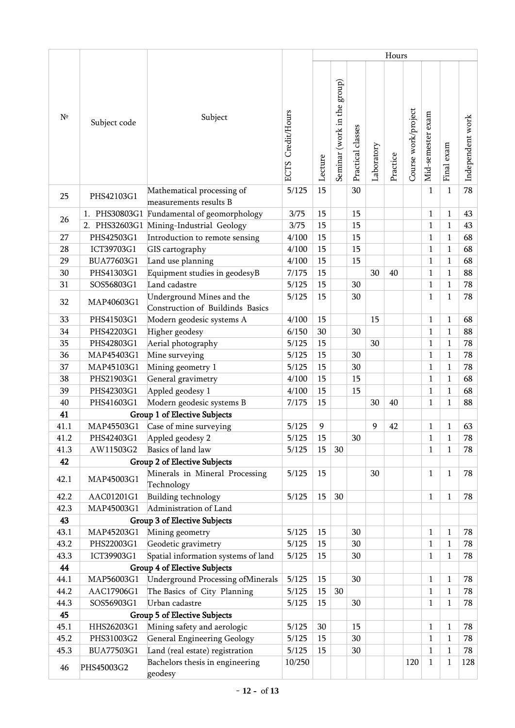| № | Subject code | Subject | ECTS Credit/Hours | Hours | | | | | | | | |
|---|---|---|---|---|---|---|---|---|---|---|---|---|
| | | | | Lecture | Seminar (work in the group) | Practical classes | Laboratory | Practice | Course work/project | Mid-semester exam | Final exam | Independent work |
| 25 | PHS42103G1 | Mathematical processing of measurements results B | 5/125 | 15 | | 30 | | | | 1 | 1 | 78 |
| 26 | 1. PHS30803G1 | Fundamental of geomorphology | 3/75 | 15 | | 15 | | | | 1 | 1 | 43 |
| | 2. PHS32603G1 | Mining-Industrial Geology | 3/75 | 15 | | 15 | | | | 1 | 1 | 43 |
| 27 | PHS42503G1 | Introduction to remote sensing | 4/100 | 15 | | 15 | | | | 1 | 1 | 68 |
| 28 | ICT39703G1 | GIS cartography | 4/100 | 15 | | 15 | | | | 1 | 1 | 68 |
| 29 | BUA77603G1 | Land use planning | 4/100 | 15 | | 15 | | | | 1 | 1 | 68 |
| 30 | PHS41303G1 | Equipment studies in geodesyB | 7/175 | 15 | | | 30 | 40 | | 1 | 1 | 88 |
| 31 | SOS56803G1 | Land cadastre | 5/125 | 15 | | 30 | | | | 1 | 1 | 78 |
| 32 | MAP40603G1 | Underground Mines and the Construction of Buildinds Basics | 5/125 | 15 | | 30 | | | | 1 | 1 | 78 |
| 33 | PHS41503G1 | Modern geodesic systems A | 4/100 | 15 | | | 15 | | | 1 | 1 | 68 |
| 34 | PHS42203G1 | Higher geodesy | 6/150 | 30 | | 30 | | | | 1 | 1 | 88 |
| 35 | PHS42803G1 | Aerial photography | 5/125 | 15 | | | 30 | | | 1 | 1 | 78 |
| 36 | MAP45403G1 | Mine surveying | 5/125 | 15 | | 30 | | | | 1 | 1 | 78 |
| 37 | MAP45103G1 | Mining geometry 1 | 5/125 | 15 | | 30 | | | | 1 | 1 | 78 |
| 38 | PHS21903G1 | General gravimetry | 4/100 | 15 | | 15 | | | | 1 | 1 | 68 |
| 39 | PHS42303G1 | Appled geodesy 1 | 4/100 | 15 | | 15 | | | | 1 | 1 | 68 |
| 40 | PHS41603G1 | Modern geodesic systems B | 7/175 | 15 | | | 30 | 40 | | 1 | 1 | 88 |
| **41** | | **Group 1 of Elective Subjects** | | | | | | | | | | |
| 41.1 | MAP45503G1 | Case of mine surveying | 5/125 | 9 | | | 9 | 42 | | 1 | 1 | 63 |
| 41.2 | PHS42403G1 | Appled geodesy 2 | 5/125 | 15 | | 30 | | | | 1 | 1 | 78 |
| 41.3 | AW11503G2 | Basics of land law | 5/125 | 15 | 30 | | | | | 1 | 1 | 78 |
| **42** | | **Group 2 of Elective Subjects** | | | | | | | | | | |
| 42.1 | MAP45003G1 | Minerals in Mineral Processing Technology | 5/125 | 15 | | | 30 | | | 1 | 1 | 78 |
| 42.2 | AAC01201G1 | Building technology | 5/125 | 15 | 30 | | | | | 1 | 1 | 78 |
| 42.3 | MAP45003G1 | Administration of Land | | | | | | | | | | |
| **43** | | **Group 3 of Elective Subjects** | | | | | | | | | | |
| 43.1 | MAP45203G1 | Mining geometry | 5/125 | 15 | | 30 | | | | 1 | 1 | 78 |
| 43.2 | PHS22003G1 | Geodetic gravimetry | 5/125 | 15 | | 30 | | | | 1 | 1 | 78 |
| 43.3 | ICT39903G1 | Spatial information systems of land | 5/125 | 15 | | 30 | | | | 1 | 1 | 78 |
| **44** | | **Group 4 of Elective Subjects** | | | | | | | | | | |
| 44.1 | MAP56003G1 | Underground Processing ofMinerals | 5/125 | 15 | | 30 | | | | 1 | 1 | 78 |
| 44.2 | AAC17906G1 | The Basics of City Planning | 5/125 | 15 | 30 | | | | | 1 | 1 | 78 |
| 44.3 | SOS56903G1 | Urban cadastre | 5/125 | 15 | | 30 | | | | 1 | 1 | 78 |
| **45** | | **Group 5 of Elective Subjects** | | | | | | | | | | |
| 45.1 | HHS26203G1 | Mining safety and aerologic | 5/125 | 30 | | 15 | | | | 1 | 1 | 78 |
| 45.2 | PHS31003G2 | General Engineering Geology | 5/125 | 15 | | 30 | | | | 1 | 1 | 78 |
| 45.3 | BUA77503G1 | Land (real estate) registration | 5/125 | 15 | | 30 | | | | 1 | 1 | 78 |
| 46 | PHS45003G2 | Bachelors thesis in engineering geodesy | 10/250 | | | | | | 120 | 1 | 1 | 128 |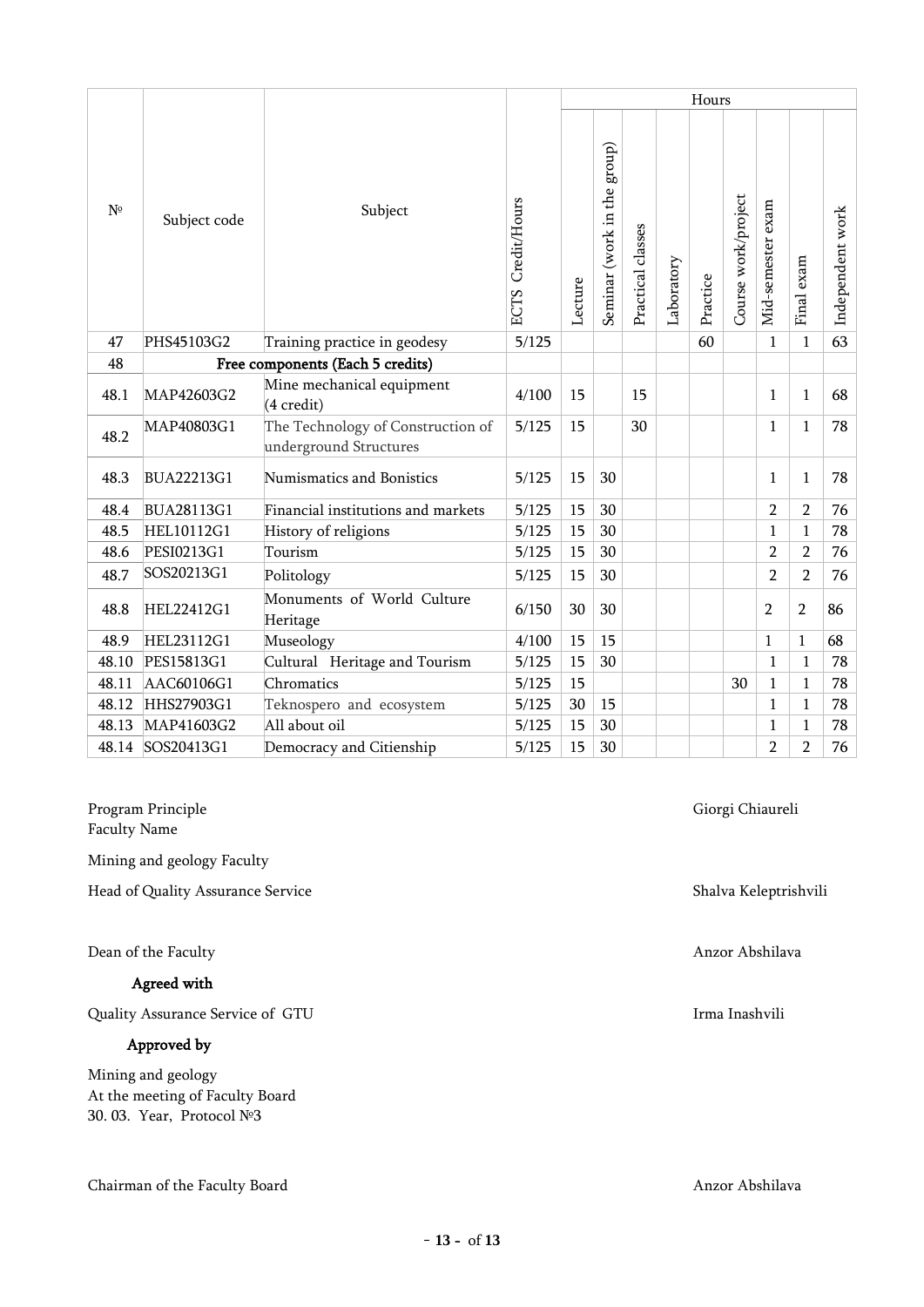| № | Subject code | Subject | ECTS Credit/Hours | Hours | | | | | | | | |
|---|---|---|---|---|---|---|---|---|---|---|---|---|
| | | | | Lecture | Seminar (work in the group) | Practical classes | Laboratory | Practice | Course work/project | Mid-semester exam | Final exam | Independent work |
| 47 | PHS45103G2 | Training practice in geodesy | 5/125 | | | | | 60 | | 1 | 1 | 63 |
| 48 | | Free components (Each 5 credits) | | | | | | | | | | |
| 48.1 | MAP42603G2 | Mine mechanical equipment (4 credit) | 4/100 | 15 | | 15 | | | | 1 | 1 | 68 |
| 48.2 | MAP40803G1 | The Technology of Construction of underground Structures | 5/125 | 15 | | 30 | | | | 1 | 1 | 78 |
| 48.3 | BUA22213G1 | Numismatics and Bonistics | 5/125 | 15 | 30 | | | | | 1 | 1 | 78 |
| 48.4 | BUA28113G1 | Financial institutions and markets | 5/125 | 15 | 30 | | | | | 2 | 2 | 76 |
| 48.5 | HEL10112G1 | History of religions | 5/125 | 15 | 30 | | | | | 1 | 1 | 78 |
| 48.6 | PESI0213G1 | Tourism | 5/125 | 15 | 30 | | | | | 2 | 2 | 76 |
| 48.7 | SOS20213G1 | Politology | 5/125 | 15 | 30 | | | | | 2 | 2 | 76 |
| 48.8 | HEL22412G1 | Monuments of World Culture Heritage | 6/150 | 30 | 30 | | | | | 2 | 2 | 86 |
| 48.9 | HEL23112G1 | Museology | 4/100 | 15 | 15 | | | | | 1 | 1 | 68 |
| 48.10 | PES15813G1 | Cultural Heritage and Tourism | 5/125 | 15 | 30 | | | | | 1 | 1 | 78 |
| 48.11 | AAC60106G1 | Chromatics | 5/125 | 15 | | | | | 30 | 1 | 1 | 78 |
| 48.12 | HHS27903G1 | Teknospero and ecosystem | 5/125 | 30 | 15 | | | | | 1 | 1 | 78 |
| 48.13 | MAP41603G2 | All about oil | 5/125 | 15 | 30 | | | | | 1 | 1 | 78 |
| 48.14 | SOS20413G1 | Democracy and Citienship | 5/125 | 15 | 30 | | | | | 2 | 2 | 76 |

Program Principle — Giorgi Chiaureli

Faculty Name

Mining and geology Faculty

Head of Quality Assurance Service — Shalva Keleptrishvili

Dean of the Faculty — Anzor Abshilava

**Agreed with**

Quality Assurance Service of GTU — Irma Inashvili

**Approved by**

Mining and geology
At the meeting of Faculty Board
30. 03. Year, Protocol №3

Chairman of the Faculty Board — Anzor Abshilava